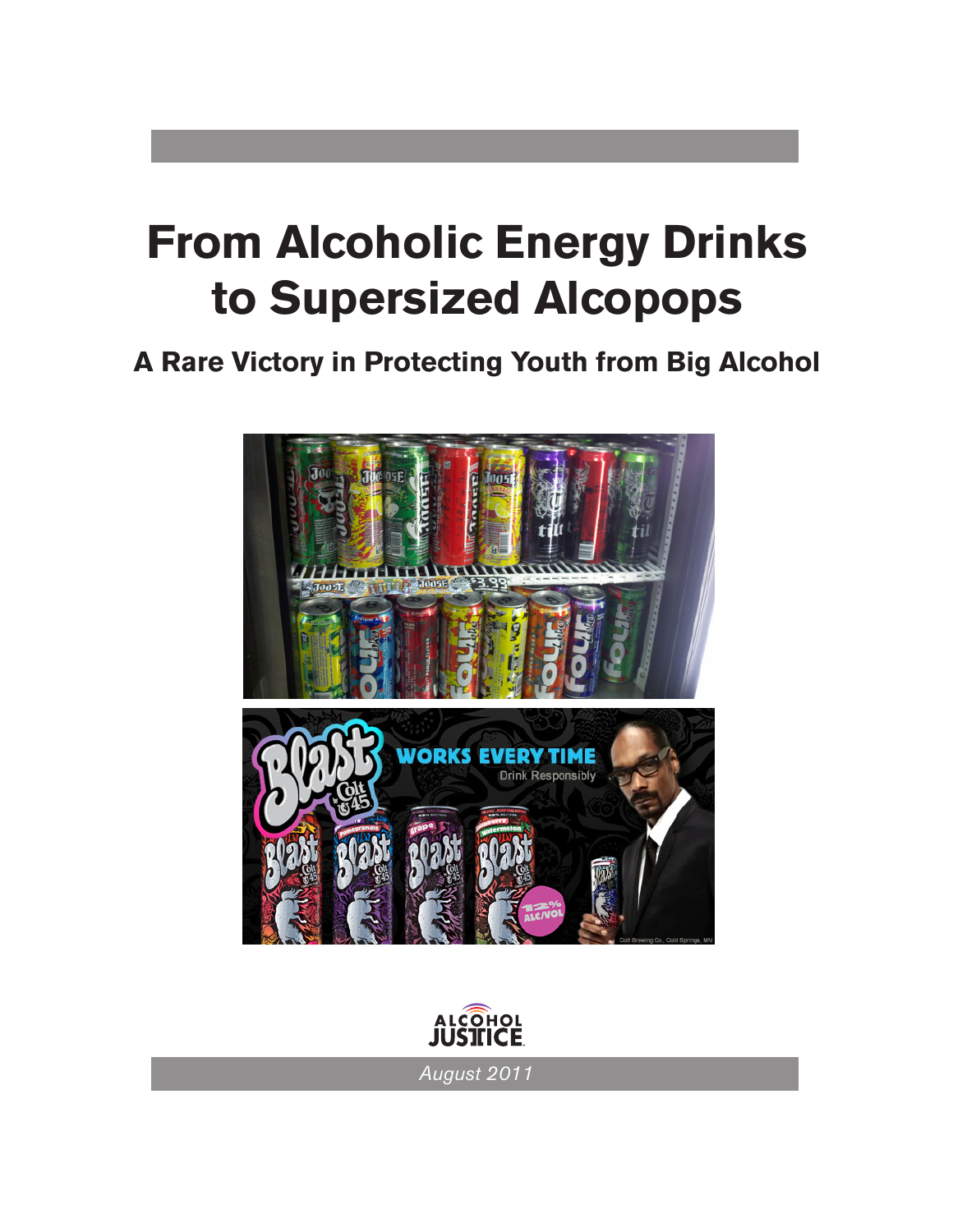# From Alcoholic Energy Drinks to Supersized Alcopops

## A Rare Victory in Protecting Youth from Big Alcohol

ALCOHOL JUSTICE

*August 2011*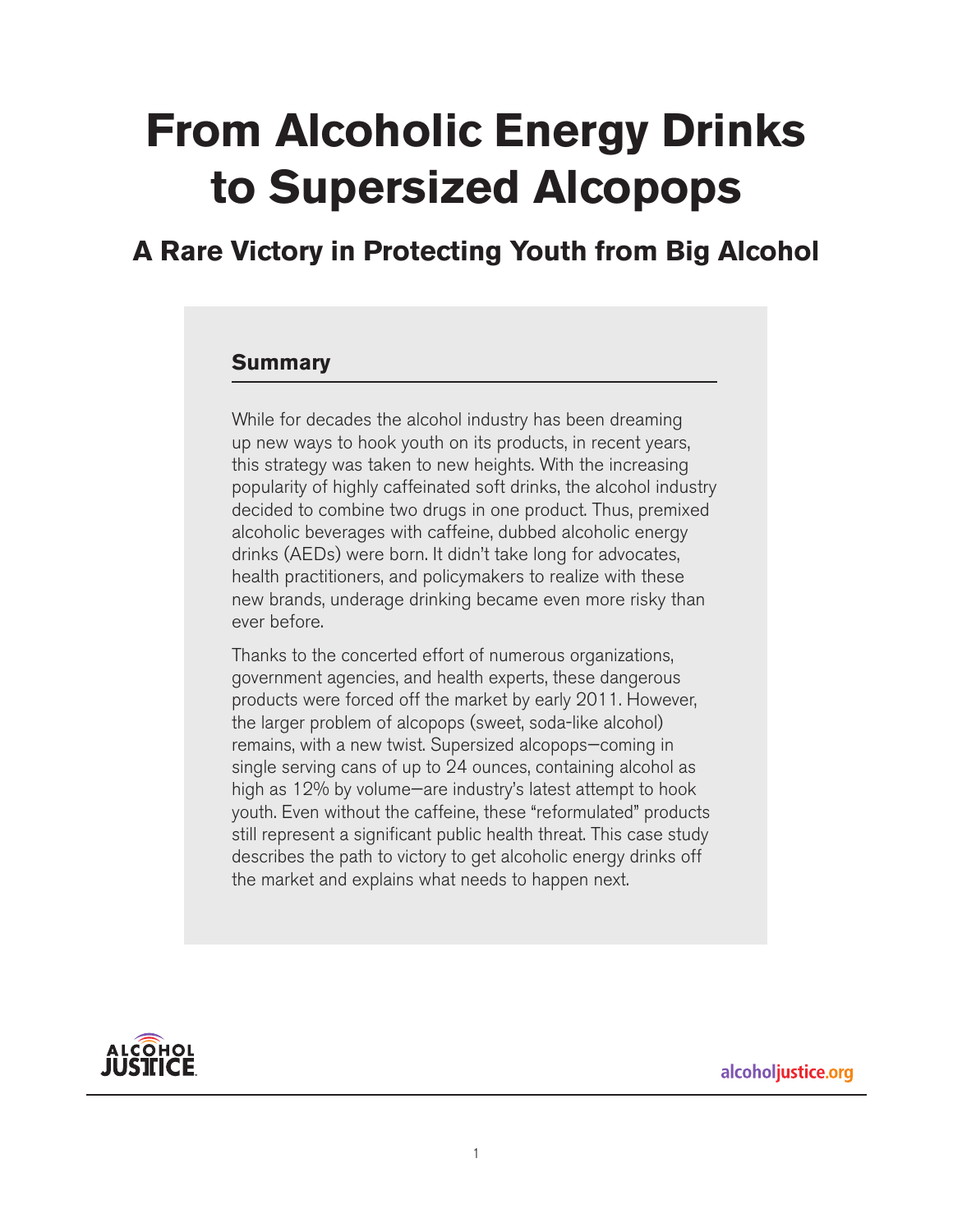# From Alcoholic Energy Drinks to Supersized Alcopops

## A Rare Victory in Protecting Youth from Big Alcohol

### Summary

While for decades the alcohol industry has been dreaming up new ways to hook youth on its products, in recent years, this strategy was taken to new heights. With the increasing popularity of highly caffeinated soft drinks, the alcohol industry decided to combine two drugs in one product. Thus, premixed alcoholic beverages with caffeine, dubbed alcoholic energy drinks (AEDs) were born. It didn't take long for advocates, health practitioners, and policymakers to realize with these new brands, underage drinking became even more risky than ever before.

Thanks to the concerted effort of numerous organizations, government agencies, and health experts, these dangerous products were forced off the market by early 2011. However, the larger problem of alcopops (sweet, soda-like alcohol) remains, with a new twist. Supersized alcopops—coming in single serving cans of up to 24 ounces, containing alcohol as high as 12% by volume—are industry's latest attempt to hook youth. Even without the caffeine, these "reformulated" products still represent a significant public health threat. This case study describes the path to victory to get alcoholic energy drinks off the market and explains what needs to happen next.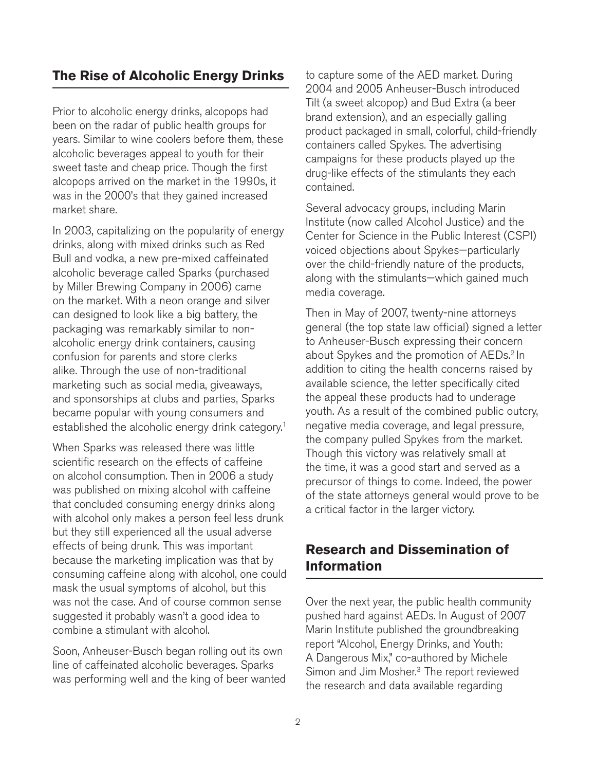## The Rise of Alcoholic Energy Drinks

Prior to alcoholic energy drinks, alcopops had been on the radar of public health groups for years. Similar to wine coolers before them, these alcoholic beverages appeal to youth for their sweet taste and cheap price. Though the first alcopops arrived on the market in the 1990s, it was in the 2000's that they gained increased market share.

In 2003, capitalizing on the popularity of energy drinks, along with mixed drinks such as Red Bull and vodka, a new pre-mixed caffeinated alcoholic beverage called Sparks (purchased by Miller Brewing Company in 2006) came on the market. With a neon orange and silver can designed to look like a big battery, the packaging was remarkably similar to non-alcoholic energy drink containers, causing confusion for parents and store clerks alike. Through the use of non-traditional marketing such as social media, giveaways, and sponsorships at clubs and parties, Sparks became popular with young consumers and established the alcoholic energy drink category.[1]

When Sparks was released there was little scientific research on the effects of caffeine on alcohol consumption. Then in 2006 a study was published on mixing alcohol with caffeine that concluded consuming energy drinks along with alcohol only makes a person feel less drunk but they still experienced all the usual adverse effects of being drunk. This was important because the marketing implication was that by consuming caffeine along with alcohol, one could mask the usual symptoms of alcohol, but this was not the case. And of course common sense suggested it probably wasn't a good idea to combine a stimulant with alcohol.

Soon, Anheuser-Busch began rolling out its own line of caffeinated alcoholic beverages. Sparks was performing well and the king of beer wanted to capture some of the AED market. During 2004 and 2005 Anheuser-Busch introduced Tilt (a sweet alcopop) and Bud Extra (a beer brand extension), and an especially galling product packaged in small, colorful, child-friendly containers called Spykes. The advertising campaigns for these products played up the drug-like effects of the stimulants they each contained.

Several advocacy groups, including Marin Institute (now called Alcohol Justice) and the Center for Science in the Public Interest (CSPI) voiced objections about Spykes—particularly over the child-friendly nature of the products, along with the stimulants—which gained much media coverage.

Then in May of 2007, twenty-nine attorneys general (the top state law official) signed a letter to Anheuser-Busch expressing their concern about Spykes and the promotion of AEDs.[2] In addition to citing the health concerns raised by available science, the letter specifically cited the appeal these products had to underage youth. As a result of the combined public outcry, negative media coverage, and legal pressure, the company pulled Spykes from the market. Though this victory was relatively small at the time, it was a good start and served as a precursor of things to come. Indeed, the power of the state attorneys general would prove to be a critical factor in the larger victory.

## Research and Dissemination of Information

Over the next year, the public health community pushed hard against AEDs. In August of 2007 Marin Institute published the groundbreaking report "Alcohol, Energy Drinks, and Youth: A Dangerous Mix," co-authored by Michele Simon and Jim Mosher.[3] The report reviewed the research and data available regarding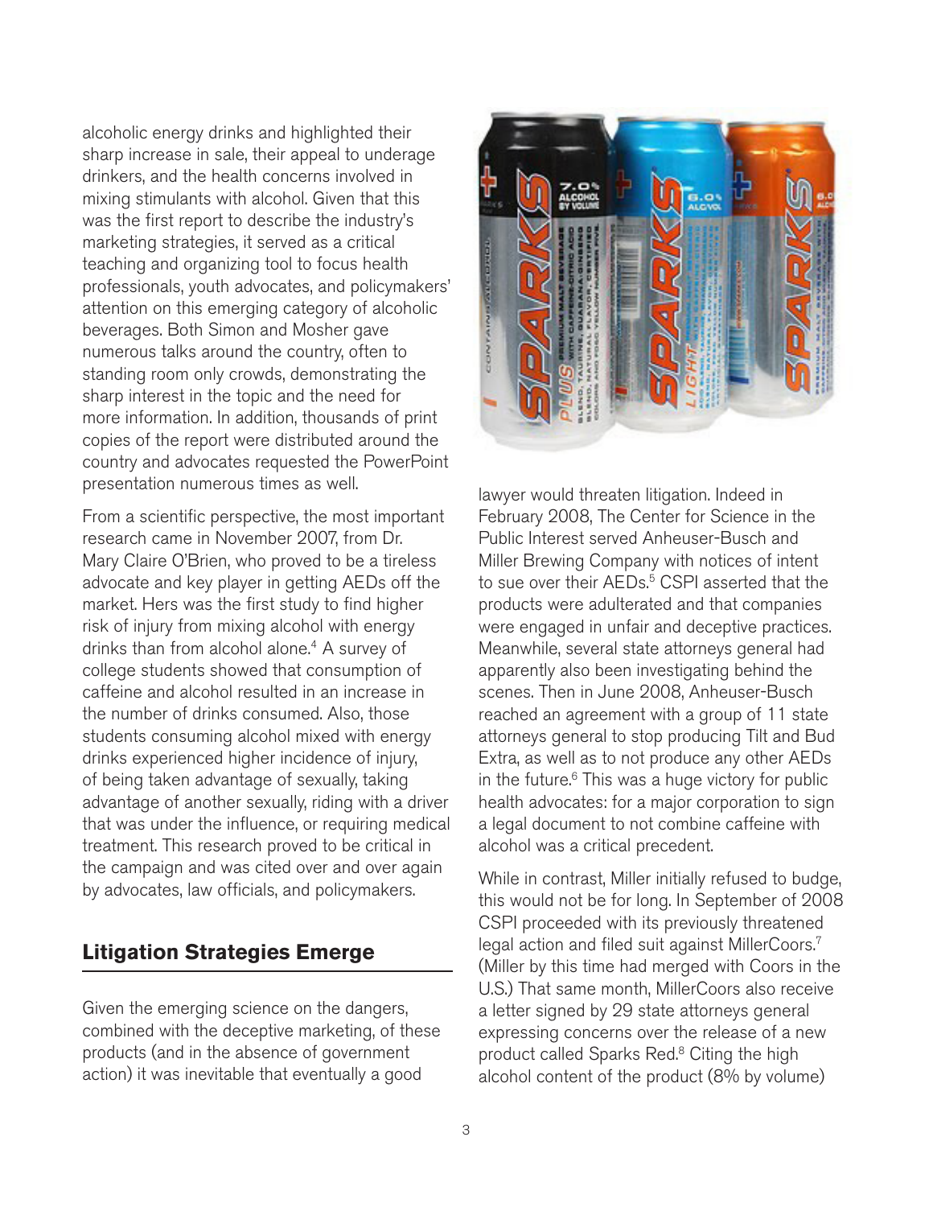alcoholic energy drinks and highlighted their sharp increase in sale, their appeal to underage drinkers, and the health concerns involved in mixing stimulants with alcohol. Given that this was the first report to describe the industry's marketing strategies, it served as a critical teaching and organizing tool to focus health professionals, youth advocates, and policymakers' attention on this emerging category of alcoholic beverages. Both Simon and Mosher gave numerous talks around the country, often to standing room only crowds, demonstrating the sharp interest in the topic and the need for more information. In addition, thousands of print copies of the report were distributed around the country and advocates requested the PowerPoint presentation numerous times as well.

From a scientific perspective, the most important research came in November 2007, from Dr. Mary Claire O'Brien, who proved to be a tireless advocate and key player in getting AEDs off the market. Hers was the first study to find higher risk of injury from mixing alcohol with energy drinks than from alcohol alone.[4] A survey of college students showed that consumption of caffeine and alcohol resulted in an increase in the number of drinks consumed. Also, those students consuming alcohol mixed with energy drinks experienced higher incidence of injury, of being taken advantage of sexually, taking advantage of another sexually, riding with a driver that was under the influence, or requiring medical treatment. This research proved to be critical in the campaign and was cited over and over again by advocates, law officials, and policymakers.

## Litigation Strategies Emerge

Given the emerging science on the dangers, combined with the deceptive marketing, of these products (and in the absence of government action) it was inevitable that eventually a good lawyer would threaten litigation. Indeed in February 2008, The Center for Science in the Public Interest served Anheuser-Busch and Miller Brewing Company with notices of intent to sue over their AEDs.[5] CSPI asserted that the products were adulterated and that companies were engaged in unfair and deceptive practices. Meanwhile, several state attorneys general had apparently also been investigating behind the scenes. Then in June 2008, Anheuser-Busch reached an agreement with a group of 11 state attorneys general to stop producing Tilt and Bud Extra, as well as to not produce any other AEDs in the future.[6] This was a huge victory for public health advocates: for a major corporation to sign a legal document to not combine caffeine with alcohol was a critical precedent.

While in contrast, Miller initially refused to budge, this would not be for long. In September of 2008 CSPI proceeded with its previously threatened legal action and filed suit against MillerCoors.[7] (Miller by this time had merged with Coors in the U.S.) That same month, MillerCoors also receive a letter signed by 29 state attorneys general expressing concerns over the release of a new product called Sparks Red.[8] Citing the high alcohol content of the product (8% by volume)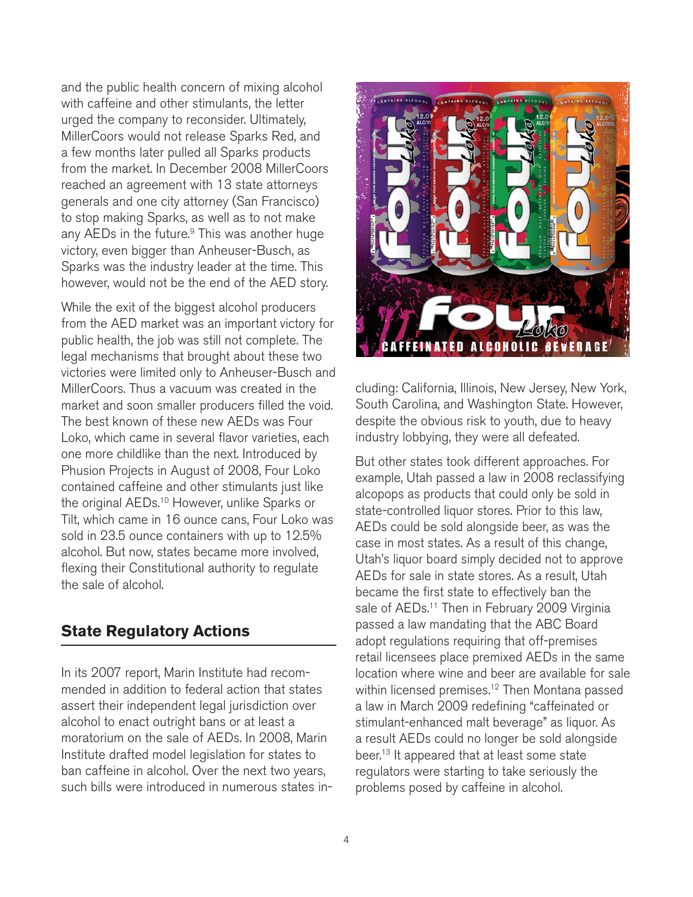and the public health concern of mixing alcohol with caffeine and other stimulants, the letter urged the company to reconsider. Ultimately, MillerCoors would not release Sparks Red, and a few months later pulled all Sparks products from the market. In December 2008 MillerCoors reached an agreement with 13 state attorneys generals and one city attorney (San Francisco) to stop making Sparks, as well as to not make any AEDs in the future.[9] This was another huge victory, even bigger than Anheuser-Busch, as Sparks was the industry leader at the time. This however, would not be the end of the AED story.

While the exit of the biggest alcohol producers from the AED market was an important victory for public health, the job was still not complete. The legal mechanisms that brought about these two victories were limited only to Anheuser-Busch and MillerCoors. Thus a vacuum was created in the market and soon smaller producers filled the void. The best known of these new AEDs was Four Loko, which came in several flavor varieties, each one more childlike than the next. Introduced by Phusion Projects in August of 2008, Four Loko contained caffeine and other stimulants just like the original AEDs.[10] However, unlike Sparks or Tilt, which came in 16 ounce cans, Four Loko was sold in 23.5 ounce containers with up to 12.5% alcohol. But now, states became more involved, flexing their Constitutional authority to regulate the sale of alcohol.

## State Regulatory Actions

In its 2007 report, Marin Institute had recommended in addition to federal action that states assert their independent legal jurisdiction over alcohol to enact outright bans or at least a moratorium on the sale of AEDs. In 2008, Marin Institute drafted model legislation for states to ban caffeine in alcohol. Over the next two years, such bills were introduced in numerous states including: California, Illinois, New Jersey, New York, South Carolina, and Washington State. However, despite the obvious risk to youth, due to heavy industry lobbying, they were all defeated.

But other states took different approaches. For example, Utah passed a law in 2008 reclassifying alcopops as products that could only be sold in state-controlled liquor stores. Prior to this law, AEDs could be sold alongside beer, as was the case in most states. As a result of this change, Utah's liquor board simply decided not to approve AEDs for sale in state stores. As a result, Utah became the first state to effectively ban the sale of AEDs.[11] Then in February 2009 Virginia passed a law mandating that the ABC Board adopt regulations requiring that off-premises retail licensees place premixed AEDs in the same location where wine and beer are available for sale within licensed premises.[12] Then Montana passed a law in March 2009 redefining "caffeinated or stimulant-enhanced malt beverage" as liquor. As a result AEDs could no longer be sold alongside beer.[13] It appeared that at least some state regulators were starting to take seriously the problems posed by caffeine in alcohol.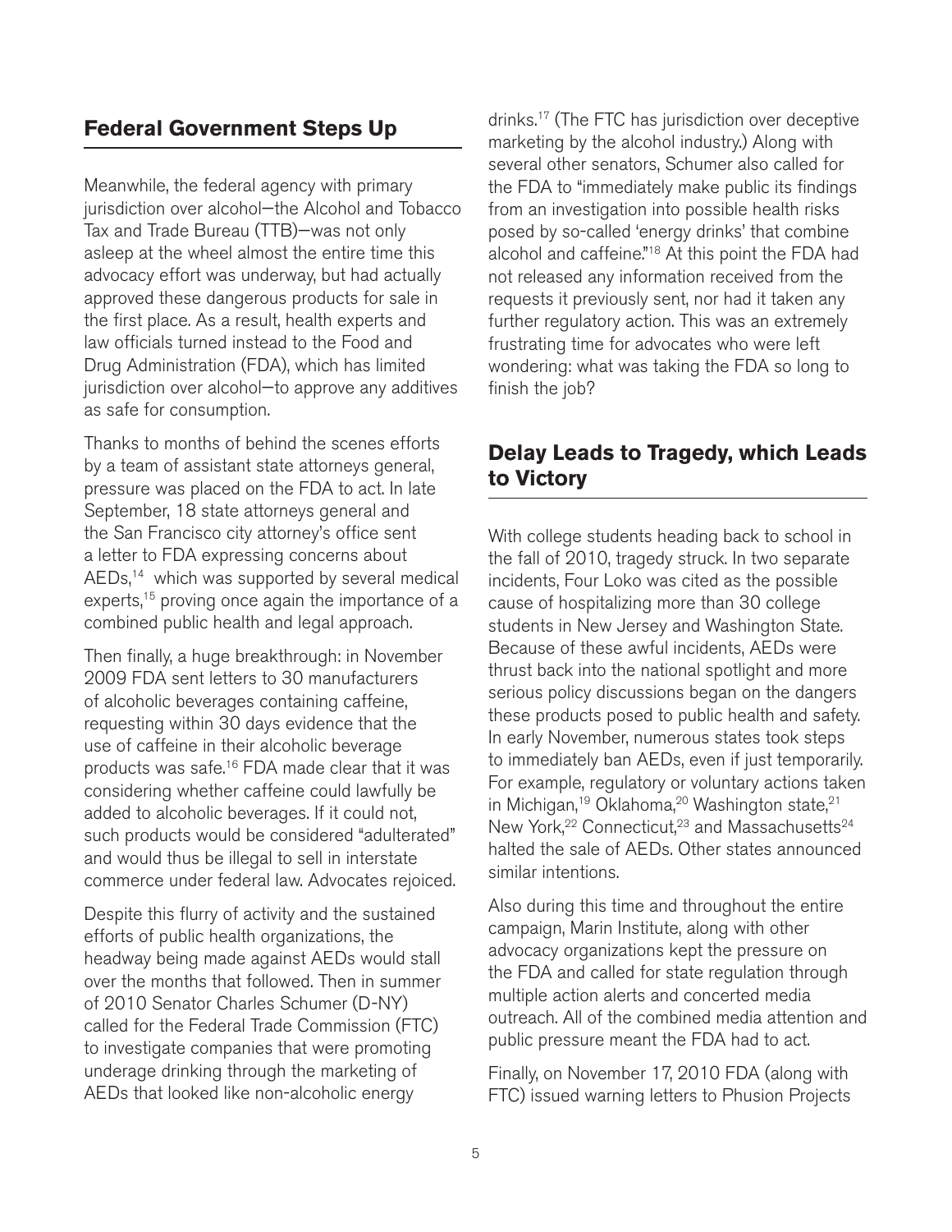## Federal Government Steps Up

Meanwhile, the federal agency with primary jurisdiction over alcohol—the Alcohol and Tobacco Tax and Trade Bureau (TTB)—was not only asleep at the wheel almost the entire time this advocacy effort was underway, but had actually approved these dangerous products for sale in the first place. As a result, health experts and law officials turned instead to the Food and Drug Administration (FDA), which has limited jurisdiction over alcohol—to approve any additives as safe for consumption.

Thanks to months of behind the scenes efforts by a team of assistant state attorneys general, pressure was placed on the FDA to act. In late September, 18 state attorneys general and the San Francisco city attorney's office sent a letter to FDA expressing concerns about AEDs,[14] which was supported by several medical experts,[15] proving once again the importance of a combined public health and legal approach.

Then finally, a huge breakthrough: in November 2009 FDA sent letters to 30 manufacturers of alcoholic beverages containing caffeine, requesting within 30 days evidence that the use of caffeine in their alcoholic beverage products was safe.[16] FDA made clear that it was considering whether caffeine could lawfully be added to alcoholic beverages. If it could not, such products would be considered "adulterated" and would thus be illegal to sell in interstate commerce under federal law. Advocates rejoiced.

Despite this flurry of activity and the sustained efforts of public health organizations, the headway being made against AEDs would stall over the months that followed. Then in summer of 2010 Senator Charles Schumer (D-NY) called for the Federal Trade Commission (FTC) to investigate companies that were promoting underage drinking through the marketing of AEDs that looked like non-alcoholic energy drinks.[17] (The FTC has jurisdiction over deceptive marketing by the alcohol industry.) Along with several other senators, Schumer also called for the FDA to "immediately make public its findings from an investigation into possible health risks posed by so-called 'energy drinks' that combine alcohol and caffeine."[18] At this point the FDA had not released any information received from the requests it previously sent, nor had it taken any further regulatory action. This was an extremely frustrating time for advocates who were left wondering: what was taking the FDA so long to finish the job?

## Delay Leads to Tragedy, which Leads to Victory

With college students heading back to school in the fall of 2010, tragedy struck. In two separate incidents, Four Loko was cited as the possible cause of hospitalizing more than 30 college students in New Jersey and Washington State. Because of these awful incidents, AEDs were thrust back into the national spotlight and more serious policy discussions began on the dangers these products posed to public health and safety. In early November, numerous states took steps to immediately ban AEDs, even if just temporarily. For example, regulatory or voluntary actions taken in Michigan,[19] Oklahoma,[20] Washington state,[21] New York,[22] Connecticut,[23] and Massachusetts[24] halted the sale of AEDs. Other states announced similar intentions.

Also during this time and throughout the entire campaign, Marin Institute, along with other advocacy organizations kept the pressure on the FDA and called for state regulation through multiple action alerts and concerted media outreach. All of the combined media attention and public pressure meant the FDA had to act.

Finally, on November 17, 2010 FDA (along with FTC) issued warning letters to Phusion Projects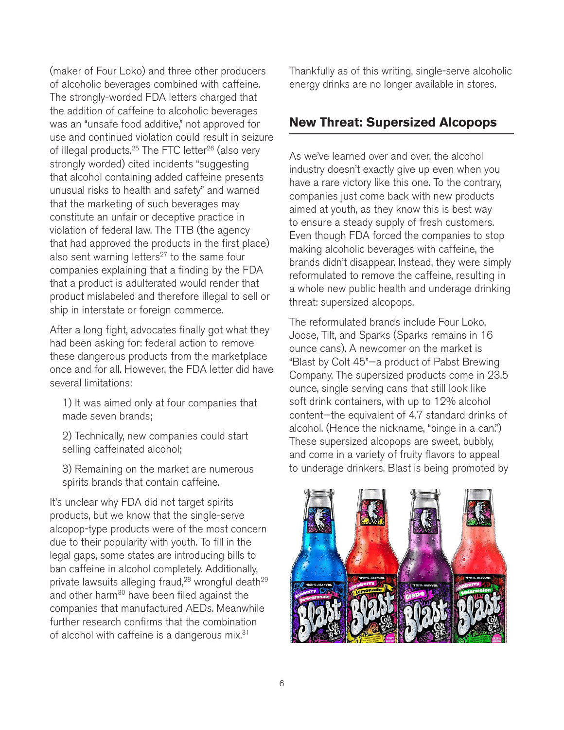(maker of Four Loko) and three other producers of alcoholic beverages combined with caffeine. The strongly-worded FDA letters charged that the addition of caffeine to alcoholic beverages was an "unsafe food additive," not approved for use and continued violation could result in seizure of illegal products.[25] The FTC letter[26] (also very strongly worded) cited incidents "suggesting that alcohol containing added caffeine presents unusual risks to health and safety" and warned that the marketing of such beverages may constitute an unfair or deceptive practice in violation of federal law. The TTB (the agency that had approved the products in the first place) also sent warning letters[27] to the same four companies explaining that a finding by the FDA that a product is adulterated would render that product mislabeled and therefore illegal to sell or ship in interstate or foreign commerce.

After a long fight, advocates finally got what they had been asking for: federal action to remove these dangerous products from the marketplace once and for all. However, the FDA letter did have several limitations:

1) It was aimed only at four companies that made seven brands;

2) Technically, new companies could start selling caffeinated alcohol;

3) Remaining on the market are numerous spirits brands that contain caffeine.

It's unclear why FDA did not target spirits products, but we know that the single-serve alcopop-type products were of the most concern due to their popularity with youth. To fill in the legal gaps, some states are introducing bills to ban caffeine in alcohol completely. Additionally, private lawsuits alleging fraud,[28] wrongful death[29] and other harm[30] have been filed against the companies that manufactured AEDs. Meanwhile further research confirms that the combination of alcohol with caffeine is a dangerous mix.[31]

Thankfully as of this writing, single-serve alcoholic energy drinks are no longer available in stores.

## New Threat: Supersized Alcopops

As we've learned over and over, the alcohol industry doesn't exactly give up even when you have a rare victory like this one. To the contrary, companies just come back with new products aimed at youth, as they know this is best way to ensure a steady supply of fresh customers. Even though FDA forced the companies to stop making alcoholic beverages with caffeine, the brands didn't disappear. Instead, they were simply reformulated to remove the caffeine, resulting in a whole new public health and underage drinking threat: supersized alcopops.

The reformulated brands include Four Loko, Joose, Tilt, and Sparks (Sparks remains in 16 ounce cans). A newcomer on the market is "Blast by Colt 45"—a product of Pabst Brewing Company. The supersized products come in 23.5 ounce, single serving cans that still look like soft drink containers, with up to 12% alcohol content—the equivalent of 4.7 standard drinks of alcohol. (Hence the nickname, "binge in a can.") These supersized alcopops are sweet, bubbly, and come in a variety of fruity flavors to appeal to underage drinkers. Blast is being promoted by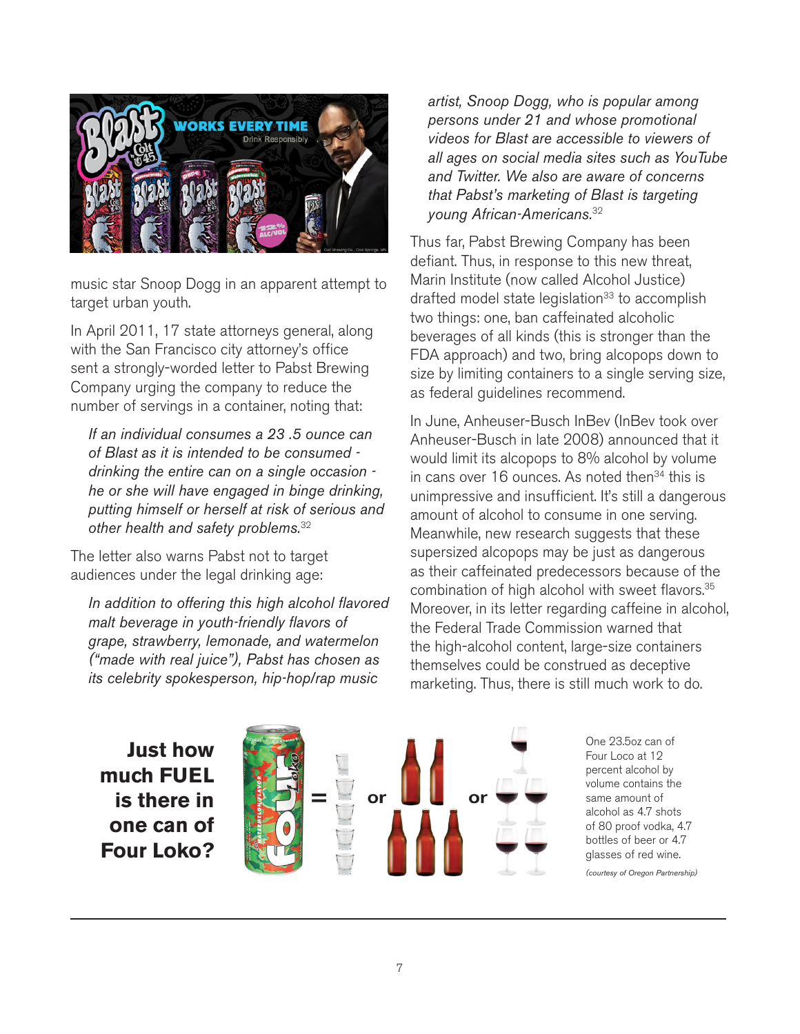music star Snoop Dogg in an apparent attempt to target urban youth.

In April 2011, 17 state attorneys general, along with the San Francisco city attorney's office sent a strongly-worded letter to Pabst Brewing Company urging the company to reduce the number of servings in a container, noting that:

> *If an individual consumes a 23 .5 ounce can of Blast as it is intended to be consumed - drinking the entire can on a single occasion - he or she will have engaged in binge drinking, putting himself or herself at risk of serious and other health and safety problems.*[32]

The letter also warns Pabst not to target audiences under the legal drinking age:

> *In addition to offering this high alcohol flavored malt beverage in youth-friendly flavors of grape, strawberry, lemonade, and watermelon ("made with real juice"), Pabst has chosen as its celebrity spokesperson, hip-hop/rap music artist, Snoop Dogg, who is popular among persons under 21 and whose promotional videos for Blast are accessible to viewers of all ages on social media sites such as YouTube and Twitter. We also are aware of concerns that Pabst's marketing of Blast is targeting young African-Americans.*[32]

Thus far, Pabst Brewing Company has been defiant. Thus, in response to this new threat, Marin Institute (now called Alcohol Justice) drafted model state legislation[33] to accomplish two things: one, ban caffeinated alcoholic beverages of all kinds (this is stronger than the FDA approach) and two, bring alcopops down to size by limiting containers to a single serving size, as federal guidelines recommend.

In June, Anheuser-Busch InBev (InBev took over Anheuser-Busch in late 2008) announced that it would limit its alcopops to 8% alcohol by volume in cans over 16 ounces. As noted then[34] this is unimpressive and insufficient. It's still a dangerous amount of alcohol to consume in one serving. Meanwhile, new research suggests that these supersized alcopops may be just as dangerous as their caffeinated predecessors because of the combination of high alcohol with sweet flavors.[35] Moreover, in its letter regarding caffeine in alcohol, the Federal Trade Commission warned that the high-alcohol content, large-size containers themselves could be construed as deceptive marketing. Thus, there is still much work to do.

**Just how much FUEL is there in one can of Four Loko?**

One 23.5oz can of Four Loco at 12 percent alcohol by volume contains the same amount of alcohol as 4.7 shots of 80 proof vodka, 4.7 bottles of beer or 4.7 glasses of red wine.

*(courtesy of Oregon Partnership)*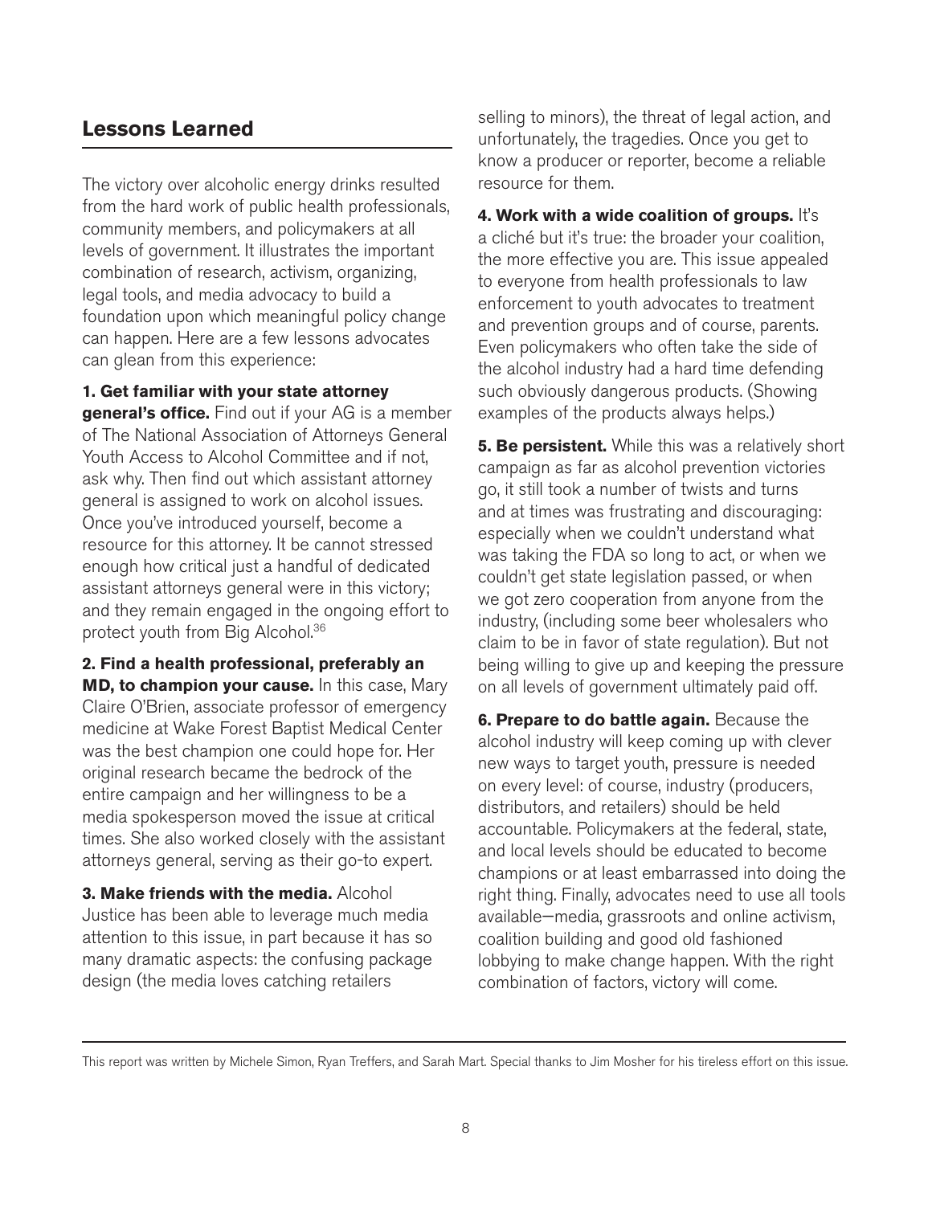## Lessons Learned

The victory over alcoholic energy drinks resulted from the hard work of public health professionals, community members, and policymakers at all levels of government. It illustrates the important combination of research, activism, organizing, legal tools, and media advocacy to build a foundation upon which meaningful policy change can happen. Here are a few lessons advocates can glean from this experience:

**1. Get familiar with your state attorney general's office.** Find out if your AG is a member of The National Association of Attorneys General Youth Access to Alcohol Committee and if not, ask why. Then find out which assistant attorney general is assigned to work on alcohol issues. Once you've introduced yourself, become a resource for this attorney. It be cannot stressed enough how critical just a handful of dedicated assistant attorneys general were in this victory; and they remain engaged in the ongoing effort to protect youth from Big Alcohol.[36]

**2. Find a health professional, preferably an MD, to champion your cause.** In this case, Mary Claire O'Brien, associate professor of emergency medicine at Wake Forest Baptist Medical Center was the best champion one could hope for. Her original research became the bedrock of the entire campaign and her willingness to be a media spokesperson moved the issue at critical times. She also worked closely with the assistant attorneys general, serving as their go-to expert.

**3. Make friends with the media.** Alcohol Justice has been able to leverage much media attention to this issue, in part because it has so many dramatic aspects: the confusing package design (the media loves catching retailers selling to minors), the threat of legal action, and unfortunately, the tragedies. Once you get to know a producer or reporter, become a reliable resource for them.

**4. Work with a wide coalition of groups.** It's a cliché but it's true: the broader your coalition, the more effective you are. This issue appealed to everyone from health professionals to law enforcement to youth advocates to treatment and prevention groups and of course, parents. Even policymakers who often take the side of the alcohol industry had a hard time defending such obviously dangerous products. (Showing examples of the products always helps.)

**5. Be persistent.** While this was a relatively short campaign as far as alcohol prevention victories go, it still took a number of twists and turns and at times was frustrating and discouraging: especially when we couldn't understand what was taking the FDA so long to act, or when we couldn't get state legislation passed, or when we got zero cooperation from anyone from the industry, (including some beer wholesalers who claim to be in favor of state regulation). But not being willing to give up and keeping the pressure on all levels of government ultimately paid off.

**6. Prepare to do battle again.** Because the alcohol industry will keep coming up with clever new ways to target youth, pressure is needed on every level: of course, industry (producers, distributors, and retailers) should be held accountable. Policymakers at the federal, state, and local levels should be educated to become champions or at least embarrassed into doing the right thing. Finally, advocates need to use all tools available—media, grassroots and online activism, coalition building and good old fashioned lobbying to make change happen. With the right combination of factors, victory will come.

---

This report was written by Michele Simon, Ryan Treffers, and Sarah Mart. Special thanks to Jim Mosher for his tireless effort on this issue.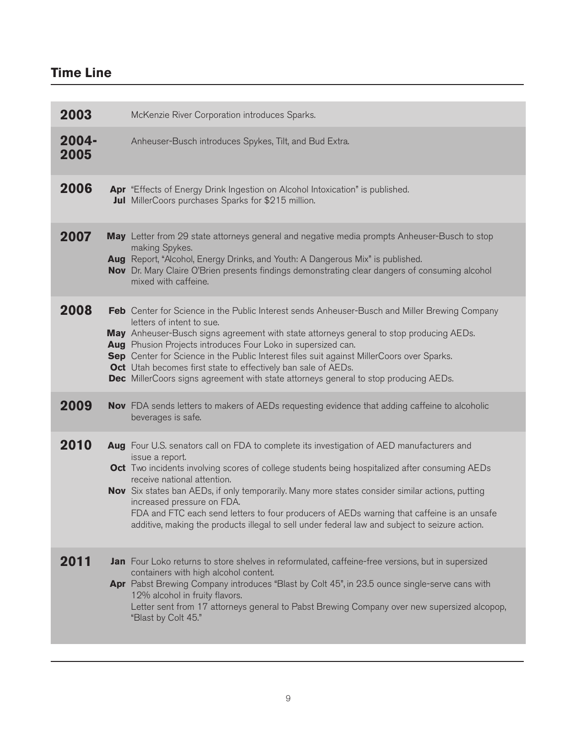## Time Line

| Year | Month | Event |
|---|---|---|
| **2003** | | McKenzie River Corporation introduces Sparks. |
| **2004-2005** | | Anheuser-Busch introduces Spykes, Tilt, and Bud Extra. |
| **2006** | **Apr** | "Effects of Energy Drink Ingestion on Alcohol Intoxication" is published. |
| | **Jul** | MillerCoors purchases Sparks for $215 million. |
| **2007** | **May** | Letter from 29 state attorneys general and negative media prompts Anheuser-Busch to stop making Spykes. |
| | **Aug** | Report, "Alcohol, Energy Drinks, and Youth: A Dangerous Mix" is published. |
| | **Nov** | Dr. Mary Claire O'Brien presents findings demonstrating clear dangers of consuming alcohol mixed with caffeine. |
| **2008** | **Feb** | Center for Science in the Public Interest sends Anheuser-Busch and Miller Brewing Company letters of intent to sue. |
| | **May** | Anheuser-Busch signs agreement with state attorneys general to stop producing AEDs. |
| | **Aug** | Phusion Projects introduces Four Loko in supersized can. |
| | **Sep** | Center for Science in the Public Interest files suit against MillerCoors over Sparks. |
| | **Oct** | Utah becomes first state to effectively ban sale of AEDs. |
| | **Dec** | MillerCoors signs agreement with state attorneys general to stop producing AEDs. |
| **2009** | **Nov** | FDA sends letters to makers of AEDs requesting evidence that adding caffeine to alcoholic beverages is safe. |
| **2010** | **Aug** | Four U.S. senators call on FDA to complete its investigation of AED manufacturers and issue a report. |
| | **Oct** | Two incidents involving scores of college students being hospitalized after consuming AEDs receive national attention. |
| | **Nov** | Six states ban AEDs, if only temporarily. Many more states consider similar actions, putting increased pressure on FDA. FDA and FTC each send letters to four producers of AEDs warning that caffeine is an unsafe additive, making the products illegal to sell under federal law and subject to seizure action. |
| **2011** | **Jan** | Four Loko returns to store shelves in reformulated, caffeine-free versions, but in supersized containers with high alcohol content. |
| | **Apr** | Pabst Brewing Company introduces "Blast by Colt 45", in 23.5 ounce single-serve cans with 12% alcohol in fruity flavors. Letter sent from 17 attorneys general to Pabst Brewing Company over new supersized alcopop, "Blast by Colt 45." |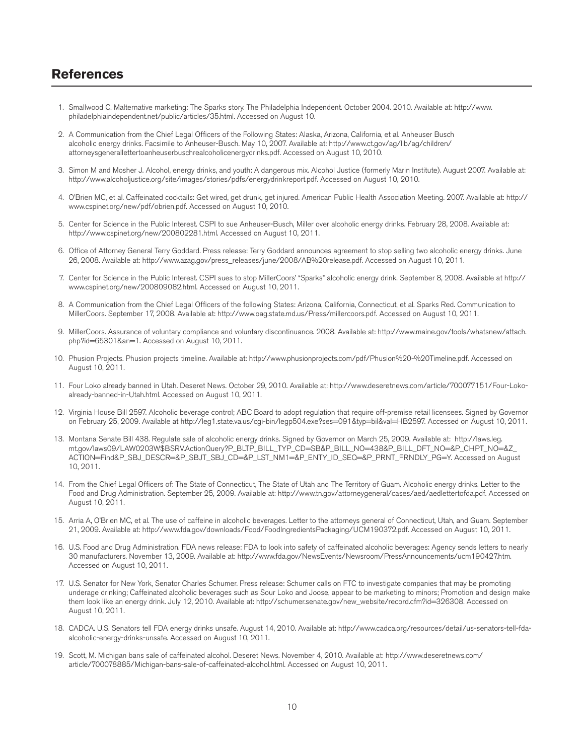## References

1. Smallwood C. Malternative marketing: The Sparks story. The Philadelphia Independent. October 2004. 2010. Available at: http://www.philadelphiaindependent.net/public/articles/35.html. Accessed on August 10.

2. A Communication from the Chief Legal Officers of the Following States: Alaska, Arizona, California, et al. Anheuser Busch alcoholic energy drinks. Facsimile to Anheuser-Busch. May 10, 2007. Available at: http://www.ct.gov/ag/lib/ag/children/attorneysgenerallettertoanheuserbuschrealcoholicenergydrinks.pdf. Accessed on August 10, 2010.

3. Simon M and Mosher J. Alcohol, energy drinks, and youth: A dangerous mix. Alcohol Justice (formerly Marin Institute). August 2007. Available at: http://www.alcoholjustice.org/site/images/stories/pdfs/energydrinkreport.pdf. Accessed on August 10, 2010.

4. O'Brien MC, et al. Caffeinated cocktails: Get wired, get drunk, get injured. American Public Health Association Meeting. 2007. Available at: http://www.cspinet.org/new/pdf/obrien.pdf. Accessed on August 10, 2010.

5. Center for Science in the Public Interest. CSPI to sue Anheuser-Busch, Miller over alcoholic energy drinks. February 28, 2008. Available at: http://www.cspinet.org/new/200802281.html. Accessed on August 10, 2011.

6. Office of Attorney General Terry Goddard. Press release: Terry Goddard announces agreement to stop selling two alcoholic energy drinks. June 26, 2008. Available at: http://www.azag.gov/press_releases/june/2008/AB%20release.pdf. Accessed on August 10, 2011.

7. Center for Science in the Public Interest. CSPI sues to stop MillerCoors' "Sparks" alcoholic energy drink. September 8, 2008. Available at http://www.cspinet.org/new/200809082.html. Accessed on August 10, 2011.

8. A Communication from the Chief Legal Officers of the following States: Arizona, California, Connecticut, et al. Sparks Red. Communication to MillerCoors. September 17, 2008. Available at: http://www.oag.state.md.us/Press/millercoors.pdf. Accessed on August 10, 2011.

9. MillerCoors. Assurance of voluntary compliance and voluntary discontinuance. 2008. Available at: http://www.maine.gov/tools/whatsnew/attach.php?id=65301&an=1. Accessed on August 10, 2011.

10. Phusion Projects. Phusion projects timeline. Available at: http://www.phusionprojects.com/pdf/Phusion%20-%20Timeline.pdf. Accessed on August 10, 2011.

11. Four Loko already banned in Utah. Deseret News. October 29, 2010. Available at: http://www.deseretnews.com/article/700077151/Four-Loko-already-banned-in-Utah.html. Accessed on August 10, 2011.

12. Virginia House Bill 2597. Alcoholic beverage control; ABC Board to adopt regulation that require off-premise retail licensees. Signed by Governor on February 25, 2009. Available at http://leg1.state.va.us/cgi-bin/legp504.exe?ses=091&typ=bil&val=HB2597. Accessed on August 10, 2011.

13. Montana Senate Bill 438. Regulate sale of alcoholic energy drinks. Signed by Governor on March 25, 2009. Available at: http://laws.leg.mt.gov/laws09/LAW0203W$BSRV.ActionQuery?P_BLTP_BILL_TYP_CD=SB&P_BILL_NO=438&P_BILL_DFT_NO=&P_CHPT_NO=&Z_ACTION=Find&P_SBJ_DESCR=&P_SBJT_SBJ_CD=&P_LST_NM1=&P_ENTY_ID_SEQ=&P_PRNT_FRNDLY_PG=Y. Accessed on August 10, 2011.

14. From the Chief Legal Officers of: The State of Connecticut, The State of Utah and The Territory of Guam. Alcoholic energy drinks. Letter to the Food and Drug Administration. September 25, 2009. Available at: http://www.tn.gov/attorneygeneral/cases/aed/aedlettertofda.pdf. Accessed on August 10, 2011.

15. Arria A, O'Brien MC, et al. The use of caffeine in alcoholic beverages. Letter to the attorneys general of Connecticut, Utah, and Guam. September 21, 2009. Available at: http://www.fda.gov/downloads/Food/FoodIngredientsPackaging/UCM190372.pdf. Accessed on August 10, 2011.

16. U.S. Food and Drug Administration. FDA news release: FDA to look into safety of caffeinated alcoholic beverages: Agency sends letters to nearly 30 manufacturers. November 13, 2009. Available at: http://www.fda.gov/NewsEvents/Newsroom/PressAnnouncements/ucm190427.htm. Accessed on August 10, 2011.

17. U.S. Senator for New York, Senator Charles Schumer. Press release: Schumer calls on FTC to investigate companies that may be promoting underage drinking; Caffeinated alcoholic beverages such as Sour Loko and Joose, appear to be marketing to minors; Promotion and design make them look like an energy drink. July 12, 2010. Available at: http://schumer.senate.gov/new_website/record.cfm?id=326308. Accessed on August 10, 2011.

18. CADCA. U.S. Senators tell FDA energy drinks unsafe. August 14, 2010. Available at: http://www.cadca.org/resources/detail/us-senators-tell-fda-alcoholic-energy-drinks-unsafe. Accessed on August 10, 2011.

19. Scott, M. Michigan bans sale of caffeinated alcohol. Deseret News. November 4, 2010. Available at: http://www.deseretnews.com/article/700078885/Michigan-bans-sale-of-caffeinated-alcohol.html. Accessed on August 10, 2011.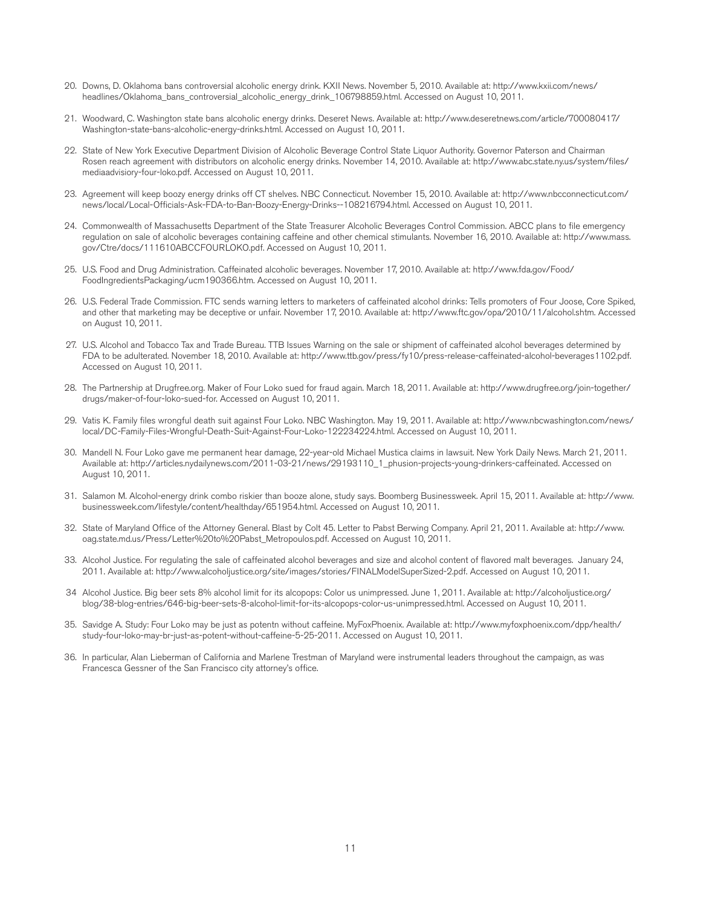20. Downs, D. Oklahoma bans controversial alcoholic energy drink. KXII News. November 5, 2010. Available at: http://www.kxii.com/news/headlines/Oklahoma_bans_controversial_alcoholic_energy_drink_106798859.html. Accessed on August 10, 2011.

21. Woodward, C. Washington state bans alcoholic energy drinks. Deseret News. Available at: http://www.deseretnews.com/article/700080417/Washington-state-bans-alcoholic-energy-drinks.html. Accessed on August 10, 2011.

22. State of New York Executive Department Division of Alcoholic Beverage Control State Liquor Authority. Governor Paterson and Chairman Rosen reach agreement with distributors on alcoholic energy drinks. November 14, 2010. Available at: http://www.abc.state.ny.us/system/files/mediaadvisiory-four-loko.pdf. Accessed on August 10, 2011.

23. Agreement will keep boozy energy drinks off CT shelves. NBC Connecticut. November 15, 2010. Available at: http://www.nbcconnecticut.com/news/local/Local-Officials-Ask-FDA-to-Ban-Boozy-Energy-Drinks--108216794.html. Accessed on August 10, 2011.

24. Commonwealth of Massachusetts Department of the State Treasurer Alcoholic Beverages Control Commission. ABCC plans to file emergency regulation on sale of alcoholic beverages containing caffeine and other chemical stimulants. November 16, 2010. Available at: http://www.mass.gov/Ctre/docs/111610ABCCFOURLOKO.pdf. Accessed on August 10, 2011.

25. U.S. Food and Drug Administration. Caffeinated alcoholic beverages. November 17, 2010. Available at: http://www.fda.gov/Food/FoodIngredientsPackaging/ucm190366.htm. Accessed on August 10, 2011.

26. U.S. Federal Trade Commission. FTC sends warning letters to marketers of caffeinated alcohol drinks: Tells promoters of Four Joose, Core Spiked, and other that marketing may be deceptive or unfair. November 17, 2010. Available at: http://www.ftc.gov/opa/2010/11/alcohol.shtm. Accessed on August 10, 2011.

27. U.S. Alcohol and Tobacco Tax and Trade Bureau. TTB Issues Warning on the sale or shipment of caffeinated alcohol beverages determined by FDA to be adulterated. November 18, 2010. Available at: http://www.ttb.gov/press/fy10/press-release-caffeinated-alcohol-beverages1102.pdf. Accessed on August 10, 2011.

28. The Partnership at Drugfree.org. Maker of Four Loko sued for fraud again. March 18, 2011. Available at: http://www.drugfree.org/join-together/drugs/maker-of-four-loko-sued-for. Accessed on August 10, 2011.

29. Vatis K. Family files wrongful death suit against Four Loko. NBC Washington. May 19, 2011. Available at: http://www.nbcwashington.com/news/local/DC-Family-Files-Wrongful-Death-Suit-Against-Four-Loko-122234224.html. Accessed on August 10, 2011.

30. Mandell N. Four Loko gave me permanent hear damage, 22-year-old Michael Mustica claims in lawsuit. New York Daily News. March 21, 2011. Available at: http://articles.nydailynews.com/2011-03-21/news/29193110_1_phusion-projects-young-drinkers-caffeinated. Accessed on August 10, 2011.

31. Salamon M. Alcohol-energy drink combo riskier than booze alone, study says. Boomberg Businessweek. April 15, 2011. Available at: http://www.businessweek.com/lifestyle/content/healthday/651954.html. Accessed on August 10, 2011.

32. State of Maryland Office of the Attorney General. Blast by Colt 45. Letter to Pabst Berwing Company. April 21, 2011. Available at: http://www.oag.state.md.us/Press/Letter%20to%20Pabst_Metropoulos.pdf. Accessed on August 10, 2011.

33. Alcohol Justice. For regulating the sale of caffeinated alcohol beverages and size and alcohol content of flavored malt beverages. January 24, 2011. Available at: http://www.alcoholjustice.org/site/images/stories/FINALModelSuperSized-2.pdf. Accessed on August 10, 2011.

34 Alcohol Justice. Big beer sets 8% alcohol limit for its alcopops: Color us unimpressed. June 1, 2011. Available at: http://alcoholjustice.org/blog/38-blog-entries/646-big-beer-sets-8-alcohol-limit-for-its-alcopops-color-us-unimpressed.html. Accessed on August 10, 2011.

35. Savidge A. Study: Four Loko may be just as potentn without caffeine. MyFoxPhoenix. Available at: http://www.myfoxphoenix.com/dpp/health/study-four-loko-may-br-just-as-potent-without-caffeine-5-25-2011. Accessed on August 10, 2011.

36. In particular, Alan Lieberman of California and Marlene Trestman of Maryland were instrumental leaders throughout the campaign, as was Francesca Gessner of the San Francisco city attorney's office.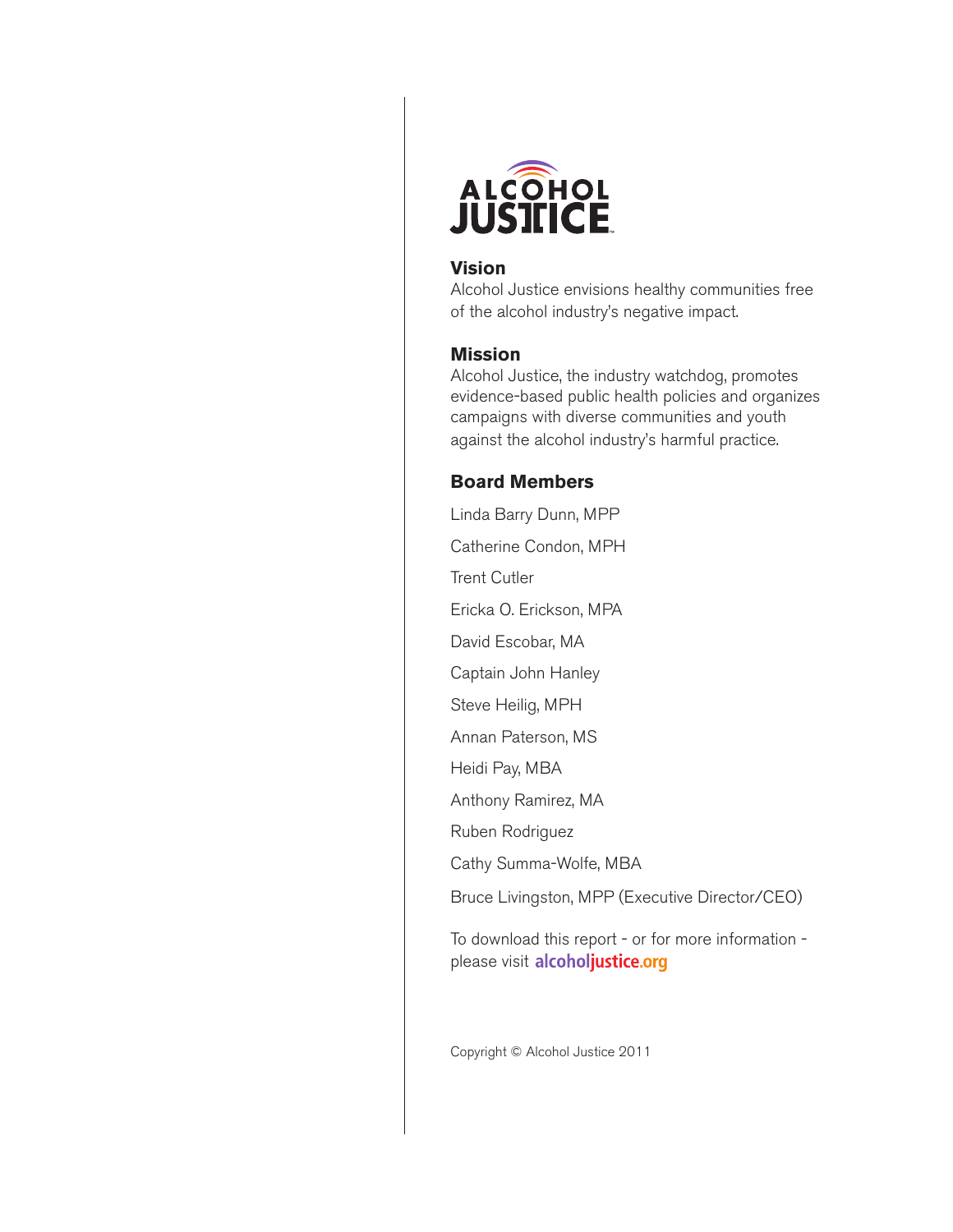ALCOHOL JUSTICE

## Vision

Alcohol Justice envisions healthy communities free of the alcohol industry's negative impact.

## Mission

Alcohol Justice, the industry watchdog, promotes evidence-based public health policies and organizes campaigns with diverse communities and youth against the alcohol industry's harmful practice.

## Board Members

Linda Barry Dunn, MPP

Catherine Condon, MPH

Trent Cutler

Ericka O. Erickson, MPA

David Escobar, MA

Captain John Hanley

Steve Heilig, MPH

Annan Paterson, MS

Heidi Pay, MBA

Anthony Ramirez, MA

Ruben Rodriguez

Cathy Summa-Wolfe, MBA

Bruce Livingston, MPP (Executive Director/CEO)

To download this report - or for more information - please visit **alcoholjustice.org**

Copyright © Alcohol Justice 2011